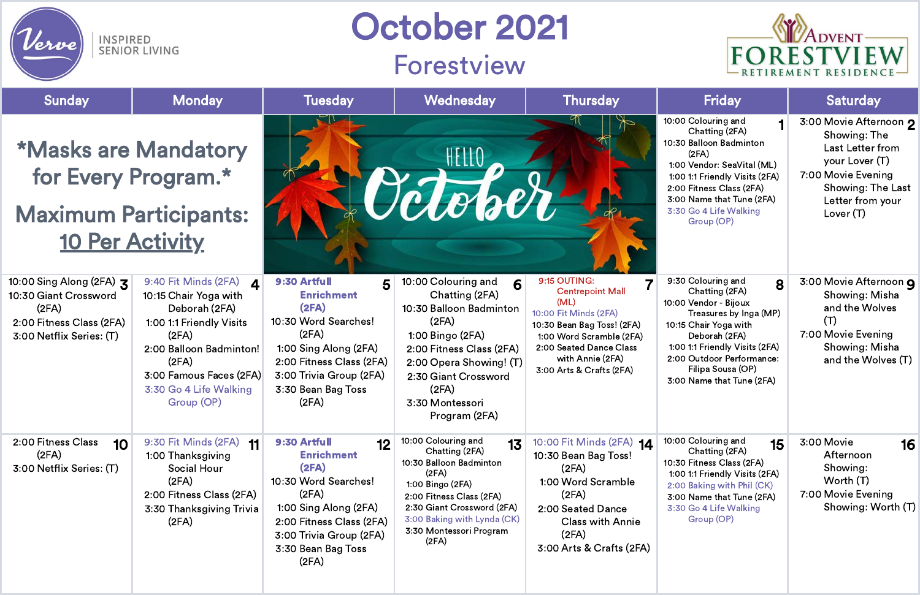# October 2021

## Forestview

Verve INSPIRED SENIOR LIVING — Advent FORESTVIEW RETIREMENT RESIDENCE

| Sunday | Monday | Tuesday | Wednesday | Thursday | Friday | Saturday |
|---|---|---|---|---|---|---|
| *Masks are Mandatory for Every Program.* Maximum Participants: 10 Per Activity | | HELLO October | | | **1** 10:00 Colouring and Chatting (2FA) 10:30 Balloon Badminton (2FA) 1:00 Vendor: SeaVital (ML) 1:00 1:1 Friendly Visits (2FA) 2:00 Fitness Class (2FA) 3:00 Name that Tune (2FA) 3:30 Go 4 Life Walking Group (OP) | **2** 3:00 Movie Afternoon Showing: The Last Letter from your Lover (T) 7:00 Movie Evening Showing: The Last Letter from your Lover (T) |
| **3** 10:00 Sing Along (2FA) 10:30 Giant Crossword (2FA) 2:00 Fitness Class (2FA) 3:00 Netflix Series: (T) | **4** 9:40 Fit Minds (2FA) 10:15 Chair Yoga with Deborah (2FA) 1:00 1:1 Friendly Visits (2FA) 2:00 Balloon Badminton! (2FA) 3:00 Famous Faces (2FA) 3:30 Go 4 Life Walking Group (OP) | **5** **9:30 Artfull Enrichment (2FA)** 10:30 Word Searches! (2FA) 1:00 Sing Along (2FA) 2:00 Fitness Class (2FA) 3:00 Trivia Group (2FA) 3:30 Bean Bag Toss (2FA) | **6** 10:00 Colouring and Chatting (2FA) 10:30 Balloon Badminton (2FA) 1:00 Bingo (2FA) 2:00 Fitness Class (2FA) 2:00 Opera Showing! (T) 2:30 Giant Crossword (2FA) 3:30 Montessori Program (2FA) | **7** 9:15 OUTING: Centrepoint Mall (ML) 10:00 Fit Minds (2FA) 10:30 Bean Bag Toss! (2FA) 1:00 Word Scramble (2FA) 2:00 Seated Dance Class with Annie (2FA) 3:00 Arts & Crafts (2FA) | **8** 9:30 Colouring and Chatting (2FA) 10:00 Vendor - Bijoux Treasures by Inga (MP) 10:15 Chair Yoga with Deborah (2FA) 1:00 1:1 Friendly Visits (2FA) 2:00 Outdoor Performance: Filipa Sousa (OP) 3:00 Name that Tune (2FA) | **9** 3:00 Movie Afternoon Showing: Misha and the Wolves (T) 7:00 Movie Evening Showing: Misha and the Wolves (T) |
| **10** 2:00 Fitness Class (2FA) 3:00 Netflix Series: (T) | **11** 9:30 Fit Minds (2FA) 1:00 Thanksgiving Social Hour (2FA) 2:00 Fitness Class (2FA) 3:30 Thanksgiving Trivia (2FA) | **12** **9:30 Artfull Enrichment (2FA)** 10:30 Word Searches! (2FA) 1:00 Sing Along (2FA) 2:00 Fitness Class (2FA) 3:00 Trivia Group (2FA) 3:30 Bean Bag Toss (2FA) | **13** 10:00 Colouring and Chatting (2FA) 10:30 Balloon Badminton (2FA) 1:00 Bingo (2FA) 2:00 Fitness Class (2FA) 2:30 Giant Crossword (2FA) 3:00 Baking with Lynda (CK) 3:30 Montessori Program (2FA) | **14** 10:00 Fit Minds (2FA) 10:30 Bean Bag Toss! (2FA) 1:00 Word Scramble (2FA) 2:00 Seated Dance Class with Annie (2FA) 3:00 Arts & Crafts (2FA) | **15** 10:00 Colouring and Chatting (2FA) 10:30 Fitness Class (2FA) 1:00 1:1 Friendly Visits (2FA) 2:00 Baking with Phil (CK) 3:00 Name that Tune (2FA) 3:30 Go 4 Life Walking Group (OP) | **16** 3:00 Movie Afternoon Showing: Worth (T) 7:00 Movie Evening Showing: Worth (T) |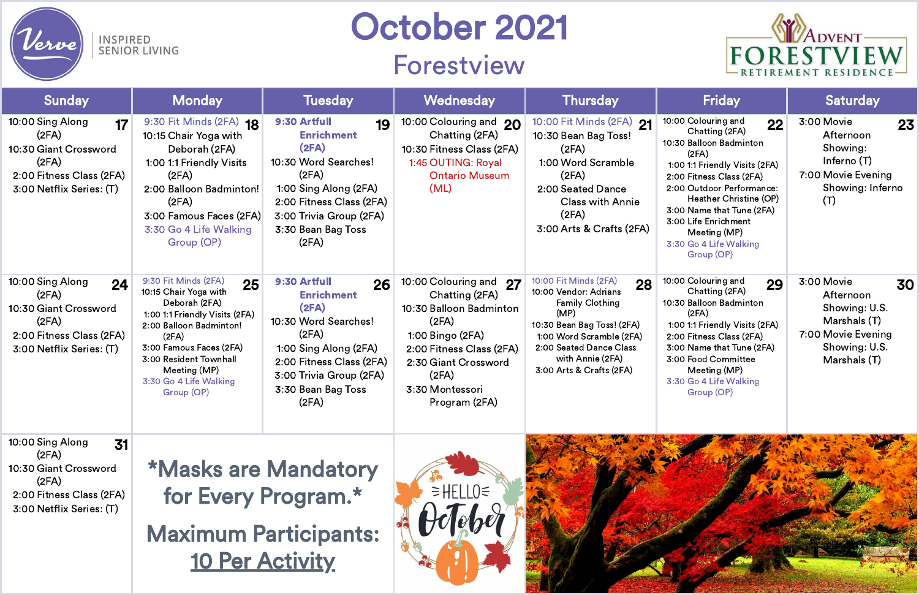# October 2021

## Forestview

Verve INSPIRED SENIOR LIVING

ADVENT FORESTVIEW RETIREMENT RESIDENCE

| Sunday | Monday | Tuesday | Wednesday | Thursday | Friday | Saturday |
|---|---|---|---|---|---|---|
| **17** 10:00 Sing Along (2FA) 10:30 Giant Crossword (2FA) 2:00 Fitness Class (2FA) 3:00 Netflix Series: (T) | **18** 9:30 Fit Minds (2FA) 10:15 Chair Yoga with Deborah (2FA) 1:00 1:1 Friendly Visits (2FA) 2:00 Balloon Badminton! (2FA) 3:00 Famous Faces (2FA) 3:30 Go 4 Life Walking Group (OP) | **19** **9:30 Artfull Enrichment (2FA)** 10:30 Word Searches! (2FA) 1:00 Sing Along (2FA) 2:00 Fitness Class (2FA) 3:00 Trivia Group (2FA) 3:30 Bean Bag Toss (2FA) | **20** 10:00 Colouring and Chatting (2FA) 10:30 Fitness Class (2FA) 1:45 OUTING: Royal Ontario Museum (ML) | **21** 10:00 Fit Minds (2FA) 10:30 Bean Bag Toss! (2FA) 1:00 Word Scramble (2FA) 2:00 Seated Dance Class with Annie (2FA) 3:00 Arts & Crafts (2FA) | **22** 10:00 Colouring and Chatting (2FA) 10:30 Balloon Badminton (2FA) 1:00 1:1 Friendly Visits (2FA) 2:00 Fitness Class (2FA) 2:00 Outdoor Performance: Heather Christine (OP) 3:00 Name that Tune (2FA) 3:00 Life Enrichment Meeting (MP) 3:30 Go 4 Life Walking Group (OP) | **23** 3:00 Movie Afternoon Showing: Inferno (T) 7:00 Movie Evening Showing: Inferno (T) |
| **24** 10:00 Sing Along (2FA) 10:30 Giant Crossword (2FA) 2:00 Fitness Class (2FA) 3:00 Netflix Series: (T) | **25** 9:30 Fit Minds (2FA) 10:15 Chair Yoga with Deborah (2FA) 1:00 1:1 Friendly Visits (2FA) 2:00 Balloon Badminton! (2FA) 3:00 Famous Faces (2FA) 3:00 Resident Townhall Meeting (MP) 3:30 Go 4 Life Walking Group (OP) | **26** **9:30 Artfull Enrichment (2FA)** 10:30 Word Searches! (2FA) 1:00 Sing Along (2FA) 2:00 Fitness Class (2FA) 3:00 Trivia Group (2FA) 3:30 Bean Bag Toss (2FA) | **27** 10:00 Colouring and Chatting (2FA) 10:30 Balloon Badminton (2FA) 1:00 Bingo (2FA) 2:00 Fitness Class (2FA) 2:30 Giant Crossword (2FA) 3:30 Montessori Program (2FA) | **28** 10:00 Fit Minds (2FA) 10:00 Vendor: Adrians Family Clothing (MP) 10:30 Bean Bag Toss! (2FA) 1:00 Word Scramble (2FA) 2:00 Seated Dance Class with Annie (2FA) 3:00 Arts & Crafts (2FA) | **29** 10:00 Colouring and Chatting (2FA) 10:30 Balloon Badminton (2FA) 1:00 1:1 Friendly Visits (2FA) 2:00 Fitness Class (2FA) 3:00 Name that Tune (2FA) 3:00 Food Committee Meeting (MP) 3:30 Go 4 Life Walking Group (OP) | **30** 3:00 Movie Afternoon Showing: U.S. Marshals (T) 7:00 Movie Evening Showing: U.S. Marshals (T) |
| **31** 10:00 Sing Along (2FA) 10:30 Giant Crossword (2FA) 2:00 Fitness Class (2FA) 3:00 Netflix Series: (T) | | | | | | |

**\*Masks are Mandatory for Every Program.\***

**Maximum Participants: 10 Per Activity**